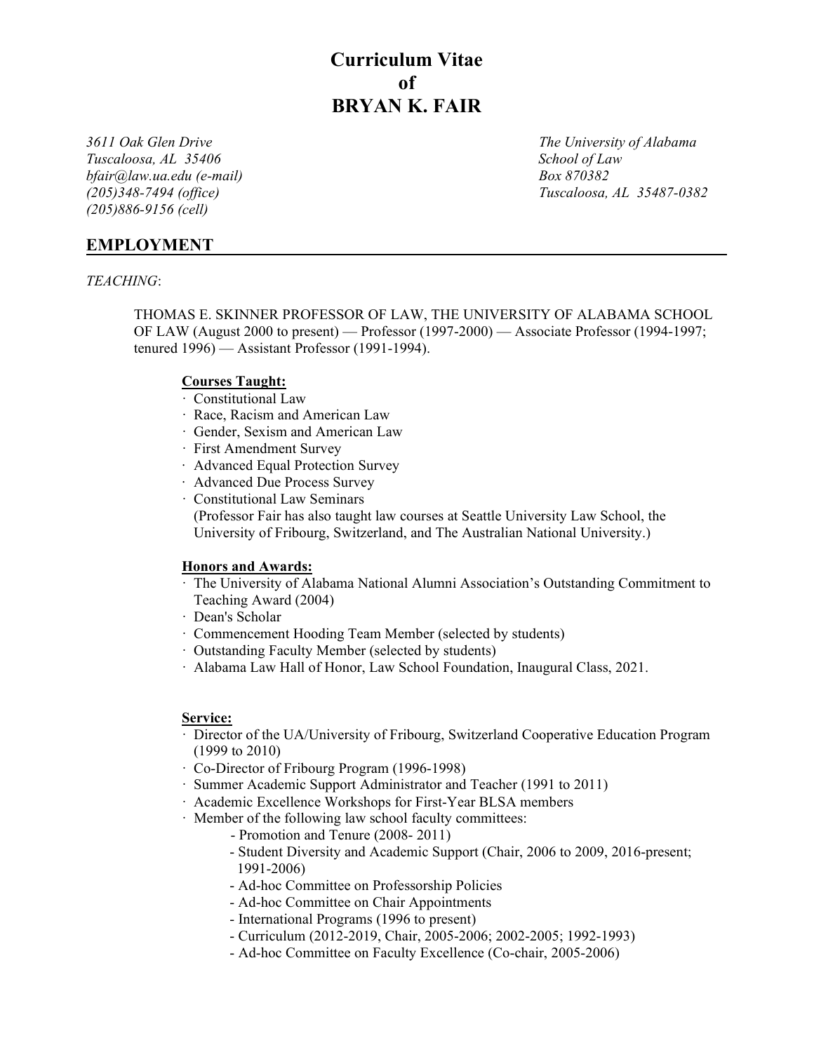# Curriculum Vitae
# of
# BRYAN K. FAIR

*3611 Oak Glen Drive*
*Tuscaloosa, AL 35406*
*bfair@law.ua.edu (e-mail)*
*(205)348-7494 (office)*
*(205)886-9156 (cell)*

*The University of Alabama*
*School of Law*
*Box 870382*
*Tuscaloosa, AL 35487-0382*

## EMPLOYMENT

*TEACHING*:

THOMAS E. SKINNER PROFESSOR OF LAW, THE UNIVERSITY OF ALABAMA SCHOOL OF LAW (August 2000 to present) — Professor (1997-2000) — Associate Professor (1994-1997; tenured 1996) — Assistant Professor (1991-1994).

**Courses Taught:**

- Constitutional Law
- Race, Racism and American Law
- Gender, Sexism and American Law
- First Amendment Survey
- Advanced Equal Protection Survey
- Advanced Due Process Survey
- Constitutional Law Seminars
  (Professor Fair has also taught law courses at Seattle University Law School, the University of Fribourg, Switzerland, and The Australian National University.)

**Honors and Awards:**

- The University of Alabama National Alumni Association's Outstanding Commitment to Teaching Award (2004)
- Dean's Scholar
- Commencement Hooding Team Member (selected by students)
- Outstanding Faculty Member (selected by students)
- Alabama Law Hall of Honor, Law School Foundation, Inaugural Class, 2021.

**Service:**

- Director of the UA/University of Fribourg, Switzerland Cooperative Education Program (1999 to 2010)
- Co-Director of Fribourg Program (1996-1998)
- Summer Academic Support Administrator and Teacher (1991 to 2011)
- Academic Excellence Workshops for First-Year BLSA members
- Member of the following law school faculty committees:
  - Promotion and Tenure (2008- 2011)
  - Student Diversity and Academic Support (Chair, 2006 to 2009, 2016-present; 1991-2006)
  - Ad-hoc Committee on Professorship Policies
  - Ad-hoc Committee on Chair Appointments
  - International Programs (1996 to present)
  - Curriculum (2012-2019, Chair, 2005-2006; 2002-2005; 1992-1993)
  - Ad-hoc Committee on Faculty Excellence (Co-chair, 2005-2006)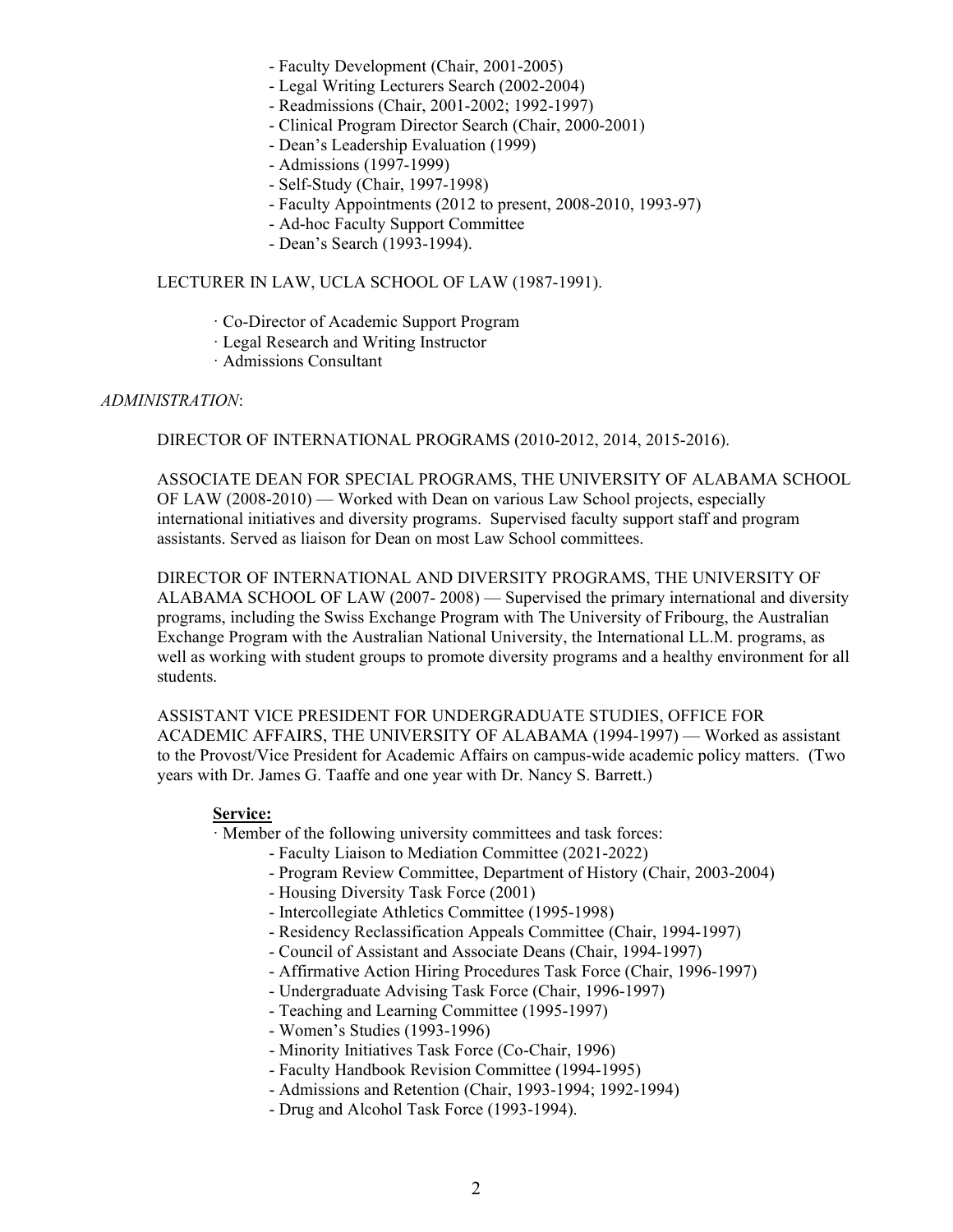- Faculty Development (Chair, 2001-2005)
- Legal Writing Lecturers Search (2002-2004)
- Readmissions (Chair, 2001-2002; 1992-1997)
- Clinical Program Director Search (Chair, 2000-2001)
- Dean's Leadership Evaluation (1999)
- Admissions (1997-1999)
- Self-Study (Chair, 1997-1998)
- Faculty Appointments (2012 to present, 2008-2010, 1993-97)
- Ad-hoc Faculty Support Committee
- Dean's Search (1993-1994).

LECTURER IN LAW, UCLA SCHOOL OF LAW (1987-1991).

· Co-Director of Academic Support Program
· Legal Research and Writing Instructor
· Admissions Consultant

*ADMINISTRATION*:

DIRECTOR OF INTERNATIONAL PROGRAMS (2010-2012, 2014, 2015-2016).

ASSOCIATE DEAN FOR SPECIAL PROGRAMS, THE UNIVERSITY OF ALABAMA SCHOOL OF LAW (2008-2010) — Worked with Dean on various Law School projects, especially international initiatives and diversity programs. Supervised faculty support staff and program assistants. Served as liaison for Dean on most Law School committees.

DIRECTOR OF INTERNATIONAL AND DIVERSITY PROGRAMS, THE UNIVERSITY OF ALABAMA SCHOOL OF LAW (2007- 2008) — Supervised the primary international and diversity programs, including the Swiss Exchange Program with The University of Fribourg, the Australian Exchange Program with the Australian National University, the International LL.M. programs, as well as working with student groups to promote diversity programs and a healthy environment for all students.

ASSISTANT VICE PRESIDENT FOR UNDERGRADUATE STUDIES, OFFICE FOR ACADEMIC AFFAIRS, THE UNIVERSITY OF ALABAMA (1994-1997) — Worked as assistant to the Provost/Vice President for Academic Affairs on campus-wide academic policy matters. (Two years with Dr. James G. Taaffe and one year with Dr. Nancy S. Barrett.)

**Service:**

· Member of the following university committees and task forces:

- Faculty Liaison to Mediation Committee (2021-2022)
- Program Review Committee, Department of History (Chair, 2003-2004)
- Housing Diversity Task Force (2001)
- Intercollegiate Athletics Committee (1995-1998)
- Residency Reclassification Appeals Committee (Chair, 1994-1997)
- Council of Assistant and Associate Deans (Chair, 1994-1997)
- Affirmative Action Hiring Procedures Task Force (Chair, 1996-1997)
- Undergraduate Advising Task Force (Chair, 1996-1997)
- Teaching and Learning Committee (1995-1997)
- Women's Studies (1993-1996)
- Minority Initiatives Task Force (Co-Chair, 1996)
- Faculty Handbook Revision Committee (1994-1995)
- Admissions and Retention (Chair, 1993-1994; 1992-1994)
- Drug and Alcohol Task Force (1993-1994).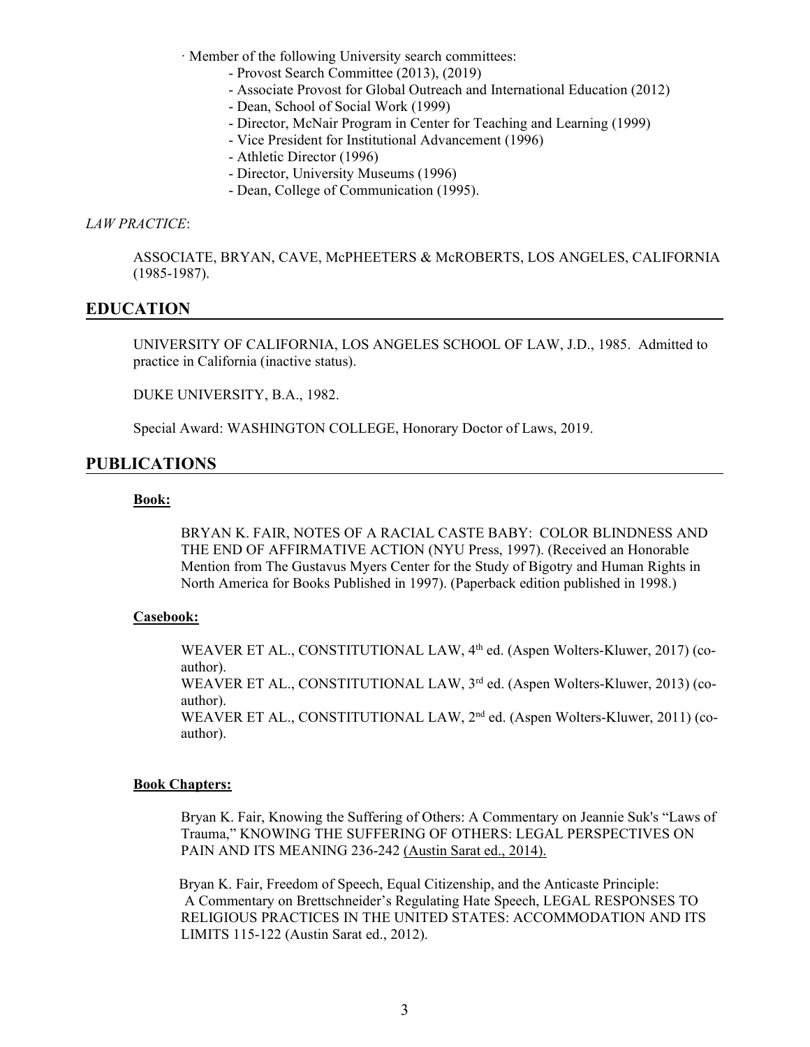· Member of the following University search committees:
  - Provost Search Committee (2013), (2019)
  - Associate Provost for Global Outreach and International Education (2012)
  - Dean, School of Social Work (1999)
  - Director, McNair Program in Center for Teaching and Learning (1999)
  - Vice President for Institutional Advancement (1996)
  - Athletic Director (1996)
  - Director, University Museums (1996)
  - Dean, College of Communication (1995).

*LAW PRACTICE*:

ASSOCIATE, BRYAN, CAVE, McPHEETERS & McROBERTS, LOS ANGELES, CALIFORNIA (1985-1987).

## EDUCATION

UNIVERSITY OF CALIFORNIA, LOS ANGELES SCHOOL OF LAW, J.D., 1985. Admitted to practice in California (inactive status).

DUKE UNIVERSITY, B.A., 1982.

Special Award: WASHINGTON COLLEGE, Honorary Doctor of Laws, 2019.

## PUBLICATIONS

**Book:**

BRYAN K. FAIR, NOTES OF A RACIAL CASTE BABY: COLOR BLINDNESS AND THE END OF AFFIRMATIVE ACTION (NYU Press, 1997). (Received an Honorable Mention from The Gustavus Myers Center for the Study of Bigotry and Human Rights in North America for Books Published in 1997). (Paperback edition published in 1998.)

**Casebook:**

WEAVER ET AL., CONSTITUTIONAL LAW, 4th ed. (Aspen Wolters-Kluwer, 2017) (co-author).
WEAVER ET AL., CONSTITUTIONAL LAW, 3rd ed. (Aspen Wolters-Kluwer, 2013) (co-author).
WEAVER ET AL., CONSTITUTIONAL LAW, 2nd ed. (Aspen Wolters-Kluwer, 2011) (co-author).

**Book Chapters:**

Bryan K. Fair, Knowing the Suffering of Others: A Commentary on Jeannie Suk's "Laws of Trauma," KNOWING THE SUFFERING OF OTHERS: LEGAL PERSPECTIVES ON PAIN AND ITS MEANING 236-242 (Austin Sarat ed., 2014).

Bryan K. Fair, Freedom of Speech, Equal Citizenship, and the Anticaste Principle: A Commentary on Brettschneider's Regulating Hate Speech, LEGAL RESPONSES TO RELIGIOUS PRACTICES IN THE UNITED STATES: ACCOMMODATION AND ITS LIMITS 115-122 (Austin Sarat ed., 2012).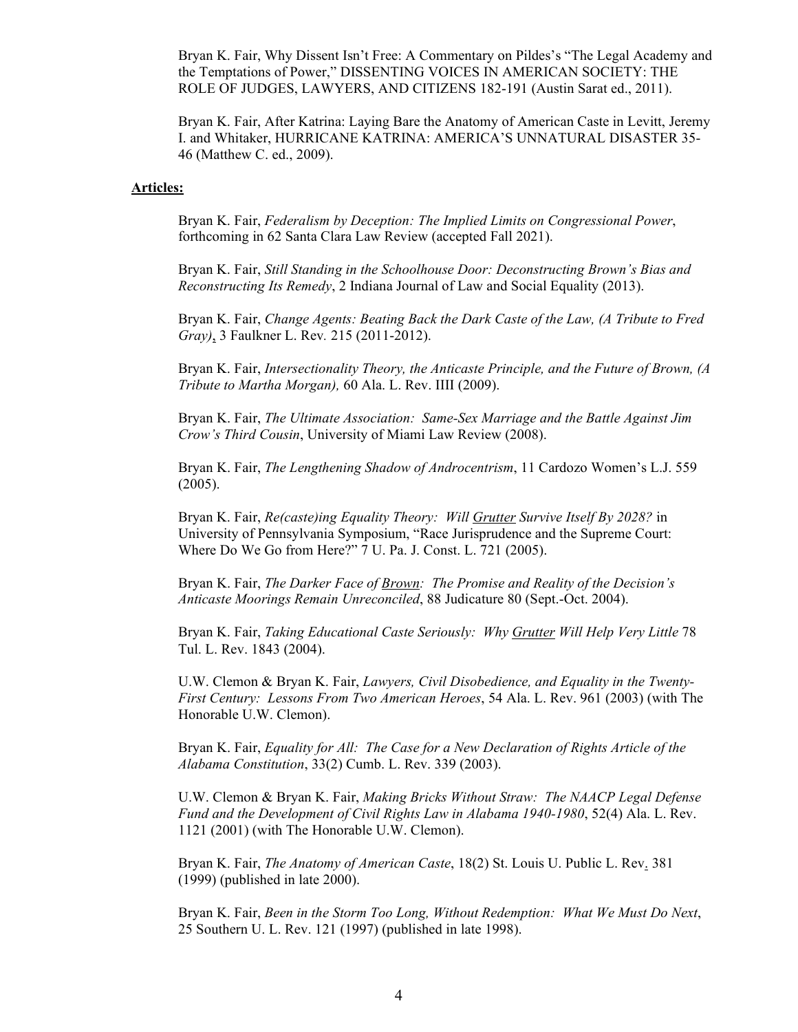Bryan K. Fair, Why Dissent Isn't Free: A Commentary on Pildes's "The Legal Academy and the Temptations of Power," DISSENTING VOICES IN AMERICAN SOCIETY: THE ROLE OF JUDGES, LAWYERS, AND CITIZENS 182-191 (Austin Sarat ed., 2011).

Bryan K. Fair, After Katrina: Laying Bare the Anatomy of American Caste in Levitt, Jeremy I. and Whitaker, HURRICANE KATRINA: AMERICA'S UNNATURAL DISASTER 35-46 (Matthew C. ed., 2009).

**Articles:**

Bryan K. Fair, *Federalism by Deception: The Implied Limits on Congressional Power*, forthcoming in 62 Santa Clara Law Review (accepted Fall 2021).

Bryan K. Fair, *Still Standing in the Schoolhouse Door: Deconstructing Brown's Bias and Reconstructing Its Remedy*, 2 Indiana Journal of Law and Social Equality (2013).

Bryan K. Fair, *Change Agents: Beating Back the Dark Caste of the Law, (A Tribute to Fred Gray)*, 3 Faulkner L. Rev. 215 (2011-2012).

Bryan K. Fair, *Intersectionality Theory, the Anticaste Principle, and the Future of Brown, (A Tribute to Martha Morgan),* 60 Ala. L. Rev. IIII (2009).

Bryan K. Fair, *The Ultimate Association: Same-Sex Marriage and the Battle Against Jim Crow's Third Cousin*, University of Miami Law Review (2008).

Bryan K. Fair, *The Lengthening Shadow of Androcentrism*, 11 Cardozo Women's L.J. 559 (2005).

Bryan K. Fair, *Re(caste)ing Equality Theory: Will Grutter Survive Itself By 2028?* in University of Pennsylvania Symposium, "Race Jurisprudence and the Supreme Court: Where Do We Go from Here?" 7 U. Pa. J. Const. L. 721 (2005).

Bryan K. Fair, *The Darker Face of Brown: The Promise and Reality of the Decision's Anticaste Moorings Remain Unreconciled*, 88 Judicature 80 (Sept.-Oct. 2004).

Bryan K. Fair, *Taking Educational Caste Seriously: Why Grutter Will Help Very Little* 78 Tul. L. Rev. 1843 (2004).

U.W. Clemon & Bryan K. Fair, *Lawyers, Civil Disobedience, and Equality in the Twenty-First Century: Lessons From Two American Heroes*, 54 Ala. L. Rev. 961 (2003) (with The Honorable U.W. Clemon).

Bryan K. Fair, *Equality for All: The Case for a New Declaration of Rights Article of the Alabama Constitution*, 33(2) Cumb. L. Rev. 339 (2003).

U.W. Clemon & Bryan K. Fair, *Making Bricks Without Straw: The NAACP Legal Defense Fund and the Development of Civil Rights Law in Alabama 1940-1980*, 52(4) Ala. L. Rev. 1121 (2001) (with The Honorable U.W. Clemon).

Bryan K. Fair, *The Anatomy of American Caste*, 18(2) St. Louis U. Public L. Rev. 381 (1999) (published in late 2000).

Bryan K. Fair, *Been in the Storm Too Long, Without Redemption: What We Must Do Next*, 25 Southern U. L. Rev. 121 (1997) (published in late 1998).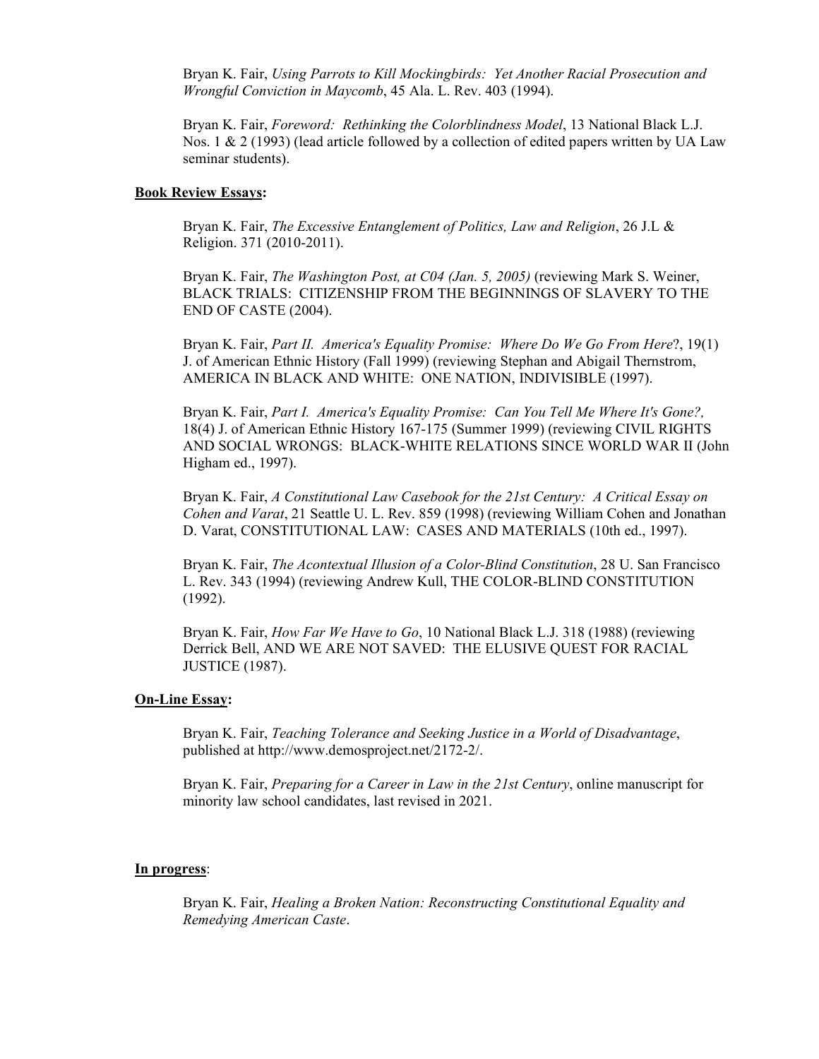Bryan K. Fair, *Using Parrots to Kill Mockingbirds: Yet Another Racial Prosecution and Wrongful Conviction in Maycomb*, 45 Ala. L. Rev. 403 (1994).

Bryan K. Fair, *Foreword: Rethinking the Colorblindness Model*, 13 National Black L.J. Nos. 1 & 2 (1993) (lead article followed by a collection of edited papers written by UA Law seminar students).

**Book Review Essays:**

Bryan K. Fair, *The Excessive Entanglement of Politics, Law and Religion*, 26 J.L & Religion. 371 (2010-2011).

Bryan K. Fair, *The Washington Post, at C04 (Jan. 5, 2005)* (reviewing Mark S. Weiner, BLACK TRIALS: CITIZENSHIP FROM THE BEGINNINGS OF SLAVERY TO THE END OF CASTE (2004).

Bryan K. Fair, *Part II. America's Equality Promise: Where Do We Go From Here*?, 19(1) J. of American Ethnic History (Fall 1999) (reviewing Stephan and Abigail Thernstrom, AMERICA IN BLACK AND WHITE: ONE NATION, INDIVISIBLE (1997).

Bryan K. Fair, *Part I. America's Equality Promise: Can You Tell Me Where It's Gone?,* 18(4) J. of American Ethnic History 167-175 (Summer 1999) (reviewing CIVIL RIGHTS AND SOCIAL WRONGS: BLACK-WHITE RELATIONS SINCE WORLD WAR II (John Higham ed., 1997).

Bryan K. Fair, *A Constitutional Law Casebook for the 21st Century: A Critical Essay on Cohen and Varat*, 21 Seattle U. L. Rev. 859 (1998) (reviewing William Cohen and Jonathan D. Varat, CONSTITUTIONAL LAW: CASES AND MATERIALS (10th ed., 1997).

Bryan K. Fair, *The Acontextual Illusion of a Color-Blind Constitution*, 28 U. San Francisco L. Rev. 343 (1994) (reviewing Andrew Kull, THE COLOR-BLIND CONSTITUTION (1992).

Bryan K. Fair, *How Far We Have to Go*, 10 National Black L.J. 318 (1988) (reviewing Derrick Bell, AND WE ARE NOT SAVED: THE ELUSIVE QUEST FOR RACIAL JUSTICE (1987).

**On-Line Essay:**

Bryan K. Fair, *Teaching Tolerance and Seeking Justice in a World of Disadvantage*, published at http://www.demosproject.net/2172-2/.

Bryan K. Fair, *Preparing for a Career in Law in the 21st Century*, online manuscript for minority law school candidates, last revised in 2021.

**In progress**:

Bryan K. Fair, *Healing a Broken Nation: Reconstructing Constitutional Equality and Remedying American Caste*.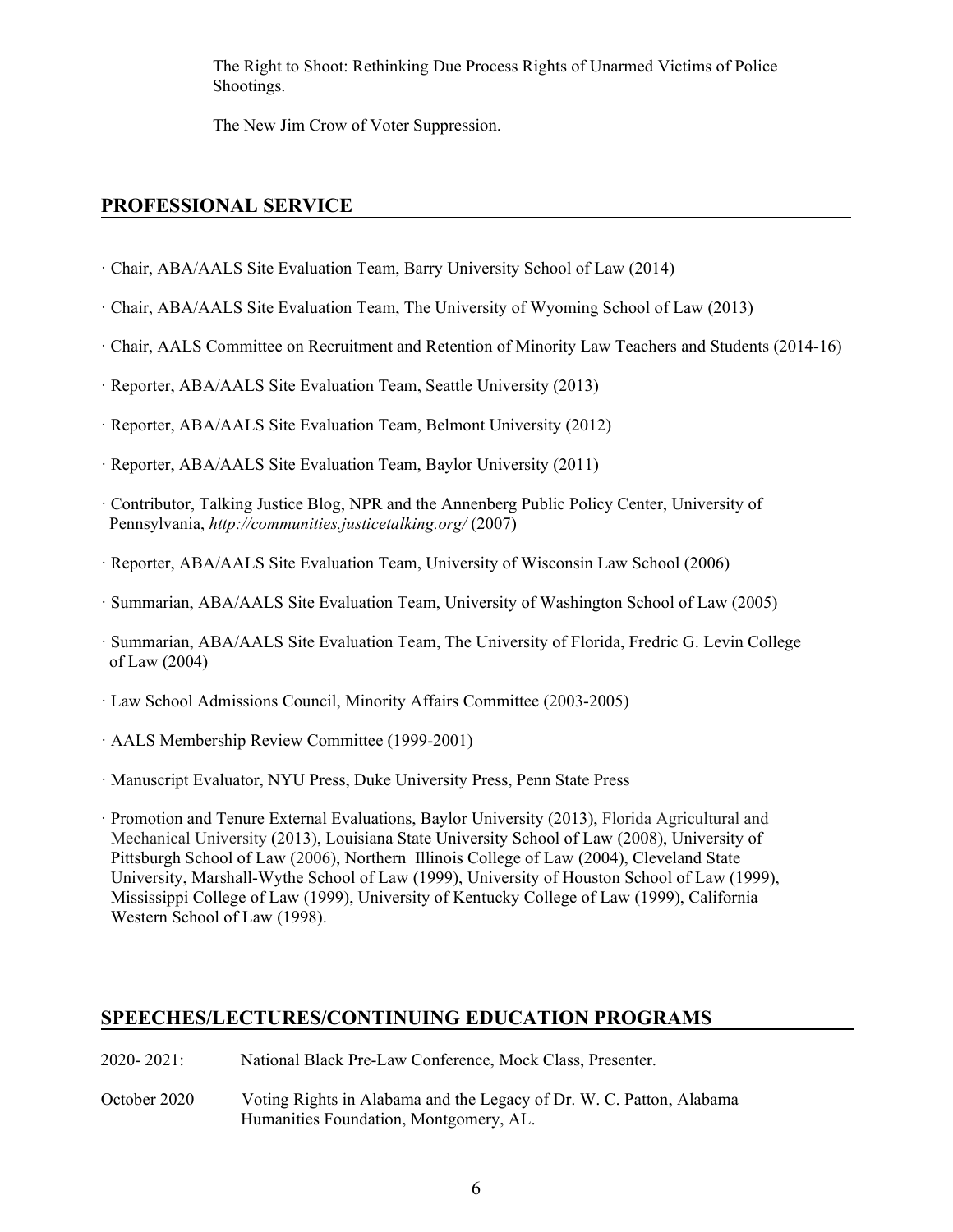The Right to Shoot: Rethinking Due Process Rights of Unarmed Victims of Police Shootings.

The New Jim Crow of Voter Suppression.

## PROFESSIONAL SERVICE

- Chair, ABA/AALS Site Evaluation Team, Barry University School of Law (2014)
- Chair, ABA/AALS Site Evaluation Team, The University of Wyoming School of Law (2013)
- Chair, AALS Committee on Recruitment and Retention of Minority Law Teachers and Students (2014-16)
- Reporter, ABA/AALS Site Evaluation Team, Seattle University (2013)
- Reporter, ABA/AALS Site Evaluation Team, Belmont University (2012)
- Reporter, ABA/AALS Site Evaluation Team, Baylor University (2011)
- Contributor, Talking Justice Blog, NPR and the Annenberg Public Policy Center, University of Pennsylvania, *http://communities.justicetalking.org/* (2007)
- Reporter, ABA/AALS Site Evaluation Team, University of Wisconsin Law School (2006)
- Summarian, ABA/AALS Site Evaluation Team, University of Washington School of Law (2005)
- Summarian, ABA/AALS Site Evaluation Team, The University of Florida, Fredric G. Levin College of Law (2004)
- Law School Admissions Council, Minority Affairs Committee (2003-2005)
- AALS Membership Review Committee (1999-2001)
- Manuscript Evaluator, NYU Press, Duke University Press, Penn State Press
- Promotion and Tenure External Evaluations, Baylor University (2013), Florida Agricultural and Mechanical University (2013), Louisiana State University School of Law (2008), University of Pittsburgh School of Law (2006), Northern Illinois College of Law (2004), Cleveland State University, Marshall-Wythe School of Law (1999), University of Houston School of Law (1999), Mississippi College of Law (1999), University of Kentucky College of Law (1999), California Western School of Law (1998).

## SPEECHES/LECTURES/CONTINUING EDUCATION PROGRAMS

2020- 2021: National Black Pre-Law Conference, Mock Class, Presenter.

October 2020 Voting Rights in Alabama and the Legacy of Dr. W. C. Patton, Alabama Humanities Foundation, Montgomery, AL.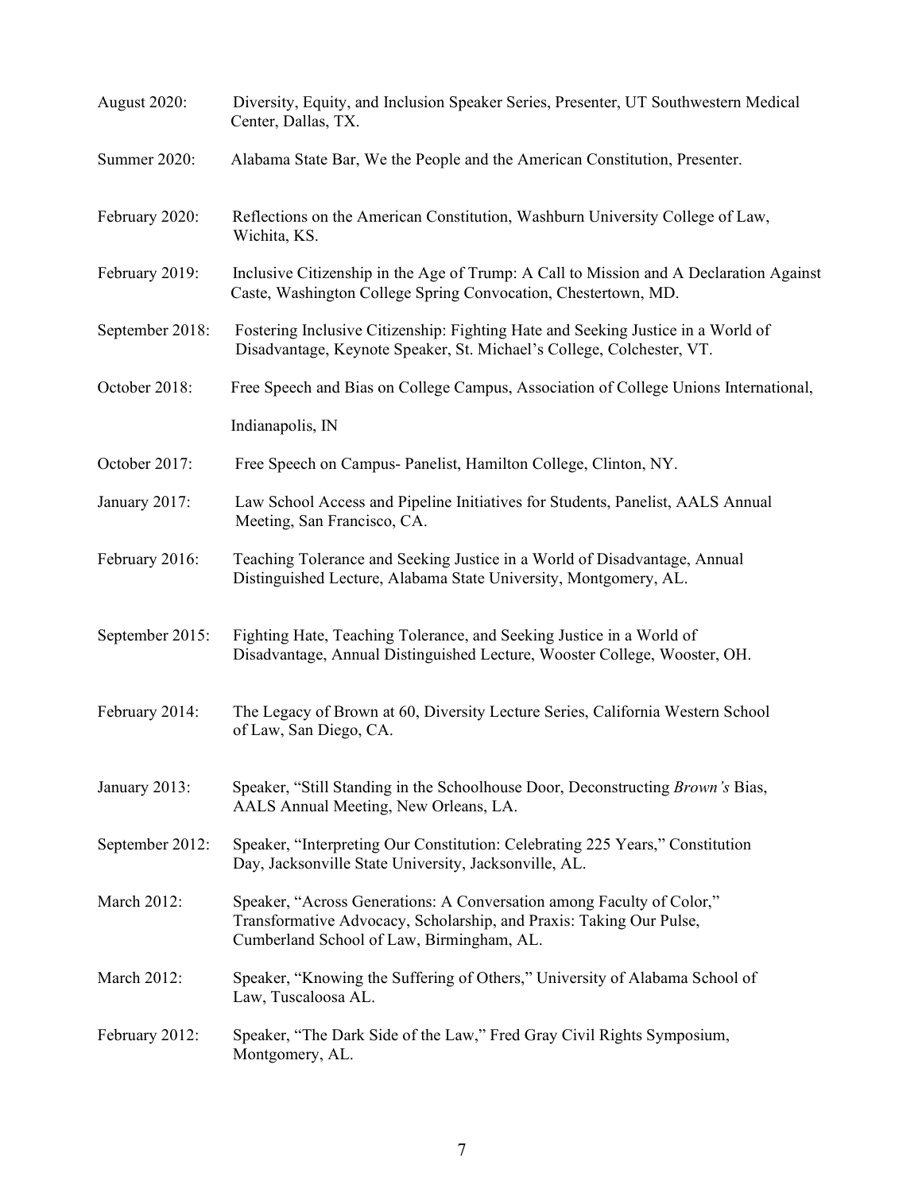August 2020: Diversity, Equity, and Inclusion Speaker Series, Presenter, UT Southwestern Medical Center, Dallas, TX.

Summer 2020: Alabama State Bar, We the People and the American Constitution, Presenter.

February 2020: Reflections on the American Constitution, Washburn University College of Law, Wichita, KS.

February 2019: Inclusive Citizenship in the Age of Trump: A Call to Mission and A Declaration Against Caste, Washington College Spring Convocation, Chestertown, MD.

September 2018: Fostering Inclusive Citizenship: Fighting Hate and Seeking Justice in a World of Disadvantage, Keynote Speaker, St. Michael's College, Colchester, VT.

October 2018: Free Speech and Bias on College Campus, Association of College Unions International, Indianapolis, IN

October 2017: Free Speech on Campus- Panelist, Hamilton College, Clinton, NY.

January 2017: Law School Access and Pipeline Initiatives for Students, Panelist, AALS Annual Meeting, San Francisco, CA.

February 2016: Teaching Tolerance and Seeking Justice in a World of Disadvantage, Annual Distinguished Lecture, Alabama State University, Montgomery, AL.

September 2015: Fighting Hate, Teaching Tolerance, and Seeking Justice in a World of Disadvantage, Annual Distinguished Lecture, Wooster College, Wooster, OH.

February 2014: The Legacy of Brown at 60, Diversity Lecture Series, California Western School of Law, San Diego, CA.

January 2013: Speaker, "Still Standing in the Schoolhouse Door, Deconstructing *Brown's* Bias, AALS Annual Meeting, New Orleans, LA.

September 2012: Speaker, "Interpreting Our Constitution: Celebrating 225 Years," Constitution Day, Jacksonville State University, Jacksonville, AL.

March 2012: Speaker, "Across Generations: A Conversation among Faculty of Color," Transformative Advocacy, Scholarship, and Praxis: Taking Our Pulse, Cumberland School of Law, Birmingham, AL.

March 2012: Speaker, "Knowing the Suffering of Others," University of Alabama School of Law, Tuscaloosa AL.

February 2012: Speaker, "The Dark Side of the Law," Fred Gray Civil Rights Symposium, Montgomery, AL.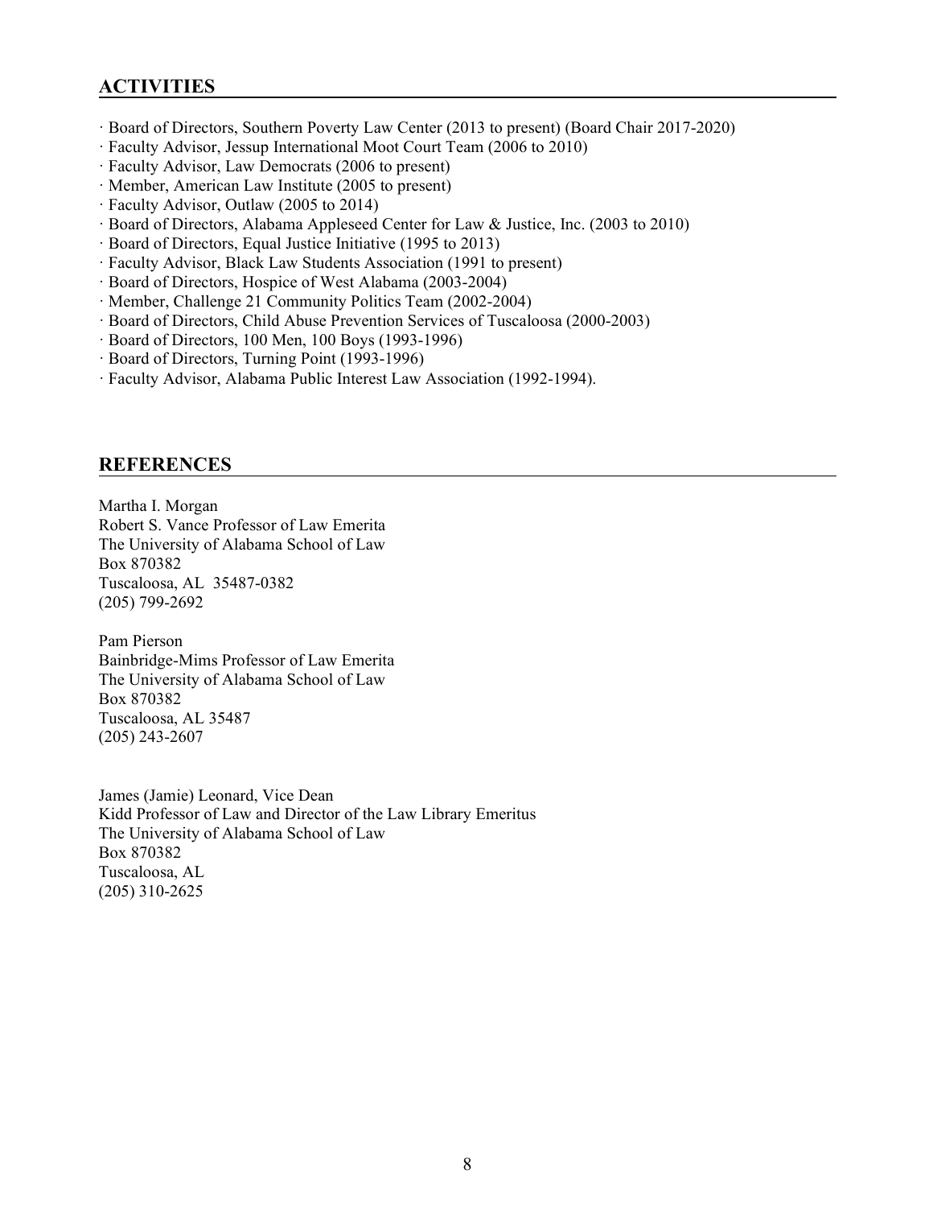## ACTIVITIES

· Board of Directors, Southern Poverty Law Center (2013 to present) (Board Chair 2017-2020)
· Faculty Advisor, Jessup International Moot Court Team (2006 to 2010)
· Faculty Advisor, Law Democrats (2006 to present)
· Member, American Law Institute (2005 to present)
· Faculty Advisor, Outlaw (2005 to 2014)
· Board of Directors, Alabama Appleseed Center for Law & Justice, Inc. (2003 to 2010)
· Board of Directors, Equal Justice Initiative (1995 to 2013)
· Faculty Advisor, Black Law Students Association (1991 to present)
· Board of Directors, Hospice of West Alabama (2003-2004)
· Member, Challenge 21 Community Politics Team (2002-2004)
· Board of Directors, Child Abuse Prevention Services of Tuscaloosa (2000-2003)
· Board of Directors, 100 Men, 100 Boys (1993-1996)
· Board of Directors, Turning Point (1993-1996)
· Faculty Advisor, Alabama Public Interest Law Association (1992-1994).

## REFERENCES

Martha I. Morgan
Robert S. Vance Professor of Law Emerita
The University of Alabama School of Law
Box 870382
Tuscaloosa, AL 35487-0382
(205) 799-2692

Pam Pierson
Bainbridge-Mims Professor of Law Emerita
The University of Alabama School of Law
Box 870382
Tuscaloosa, AL 35487
(205) 243-2607

James (Jamie) Leonard, Vice Dean
Kidd Professor of Law and Director of the Law Library Emeritus
The University of Alabama School of Law
Box 870382
Tuscaloosa, AL
(205) 310-2625